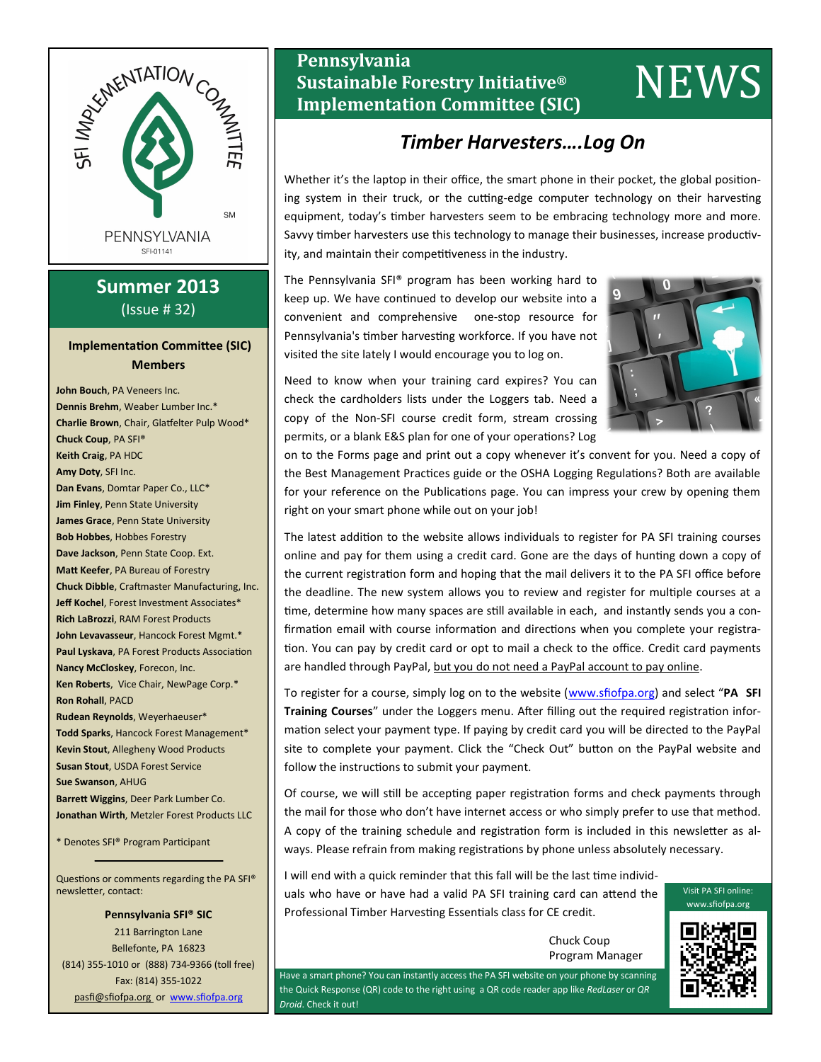SFI IMPLEMENTATION COMMITTEE

PENNSYLVANIA

SFI-01141

# Pennsylvania Sustainable Forestry Initiative® Implementation Committee (SIC) NEWS

## Summer 2013
(Issue # 32)

### Implementation Committee (SIC) Members

**John Bouch**, PA Veneers Inc.
**Dennis Brehm**, Weaber Lumber Inc.*
**Charlie Brown**, Chair, Glatfelter Pulp Wood*
**Chuck Coup**, PA SFI®
**Keith Craig**, PA HDC
**Amy Doty**, SFI Inc.
**Dan Evans**, Domtar Paper Co., LLC*
**Jim Finley**, Penn State University
**James Grace**, Penn State University
**Bob Hobbes**, Hobbes Forestry
**Dave Jackson**, Penn State Coop. Ext.
**Matt Keefer**, PA Bureau of Forestry
**Chuck Dibble**, Craftmaster Manufacturing, Inc.
**Jeff Kochel**, Forest Investment Associates*
**Rich LaBrozzi**, RAM Forest Products
**John Levavasseur**, Hancock Forest Mgmt.*
**Paul Lyskava**, PA Forest Products Association
**Nancy McCloskey**, Forecon, Inc.
**Ken Roberts**, Vice Chair, NewPage Corp.*
**Ron Rohall**, PACD
**Rudean Reynolds**, Weyerhaeuser*
**Todd Sparks**, Hancock Forest Management*
**Kevin Stout**, Allegheny Wood Products
**Susan Stout**, USDA Forest Service
**Sue Swanson**, AHUG
**Barrett Wiggins**, Deer Park Lumber Co.
**Jonathan Wirth**, Metzler Forest Products LLC

\* Denotes SFI® Program Participant

Questions or comments regarding the PA SFI® newsletter, contact:

**Pennsylvania SFI® SIC**
211 Barrington Lane
Bellefonte, PA 16823
(814) 355-1010 or (888) 734-9366 (toll free)
Fax: (814) 355-1022
pasfi@sfiofpa.org or www.sfiofpa.org

## *Timber Harvesters….Log On*

Whether it's the laptop in their office, the smart phone in their pocket, the global positioning system in their truck, or the cutting-edge computer technology on their harvesting equipment, today's timber harvesters seem to be embracing technology more and more. Savvy timber harvesters use this technology to manage their businesses, increase productivity, and maintain their competitiveness in the industry.

The Pennsylvania SFI® program has been working hard to keep up. We have continued to develop our website into a convenient and comprehensive one-stop resource for Pennsylvania's timber harvesting workforce. If you have not visited the site lately I would encourage you to log on.

Need to know when your training card expires? You can check the cardholders lists under the Loggers tab. Need a copy of the Non-SFI course credit form, stream crossing permits, or a blank E&S plan for one of your operations? Log on to the Forms page and print out a copy whenever it's convent for you. Need a copy of the Best Management Practices guide or the OSHA Logging Regulations? Both are available for your reference on the Publications page. You can impress your crew by opening them right on your smart phone while out on your job!

The latest addition to the website allows individuals to register for PA SFI training courses online and pay for them using a credit card. Gone are the days of hunting down a copy of the current registration form and hoping that the mail delivers it to the PA SFI office before the deadline. The new system allows you to review and register for multiple courses at a time, determine how many spaces are still available in each, and instantly sends you a confirmation email with course information and directions when you complete your registration. You can pay by credit card or opt to mail a check to the office. Credit card payments are handled through PayPal, but you do not need a PayPal account to pay online.

To register for a course, simply log on to the website (www.sfiofpa.org) and select "**PA SFI Training Courses**" under the Loggers menu. After filling out the required registration information select your payment type. If paying by credit card you will be directed to the PayPal site to complete your payment. Click the "Check Out" button on the PayPal website and follow the instructions to submit your payment.

Of course, we will still be accepting paper registration forms and check payments through the mail for those who don't have internet access or who simply prefer to use that method. A copy of the training schedule and registration form is included in this newsletter as always. Please refrain from making registrations by phone unless absolutely necessary.

I will end with a quick reminder that this fall will be the last time individuals who have or have had a valid PA SFI training card can attend the Professional Timber Harvesting Essentials class for CE credit.

Chuck Coup
Program Manager

Have a smart phone? You can instantly access the PA SFI website on your phone by scanning the Quick Response (QR) code to the right using a QR code reader app like *RedLaser* or *QR Droid*. Check it out!

Visit PA SFI online: www.sfiofpa.org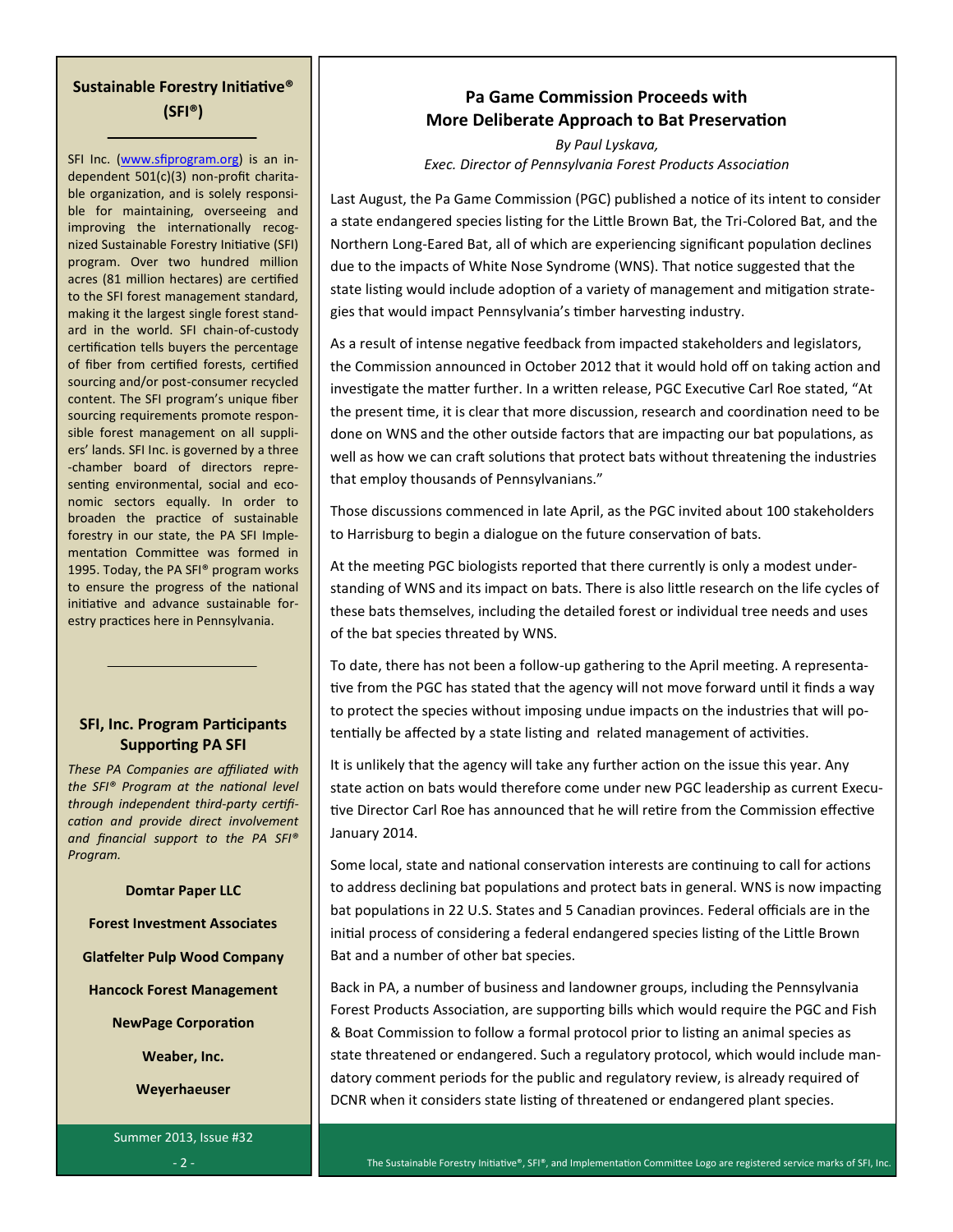## Sustainable Forestry Initiative® (SFI®)

SFI Inc. (www.sfiprogram.org) is an independent 501(c)(3) non-profit charitable organization, and is solely responsible for maintaining, overseeing and improving the internationally recognized Sustainable Forestry Initiative (SFI) program. Over two hundred million acres (81 million hectares) are certified to the SFI forest management standard, making it the largest single forest standard in the world. SFI chain-of-custody certification tells buyers the percentage of fiber from certified forests, certified sourcing and/or post-consumer recycled content. The SFI program's unique fiber sourcing requirements promote responsible forest management on all suppliers' lands. SFI Inc. is governed by a three-chamber board of directors representing environmental, social and economic sectors equally. In order to broaden the practice of sustainable forestry in our state, the PA SFI Implementation Committee was formed in 1995. Today, the PA SFI® program works to ensure the progress of the national initiative and advance sustainable forestry practices here in Pennsylvania.

## SFI, Inc. Program Participants Supporting PA SFI

*These PA Companies are affiliated with the SFI® Program at the national level through independent third-party certification and provide direct involvement and financial support to the PA SFI® Program.*

**Domtar Paper LLC**

**Forest Investment Associates**

**Glatfelter Pulp Wood Company**

**Hancock Forest Management**

**NewPage Corporation**

**Weaber, Inc.**

**Weyerhaeuser**

Summer 2013, Issue #32

## Pa Game Commission Proceeds with More Deliberate Approach to Bat Preservation

*By Paul Lyskava,*
*Exec. Director of Pennsylvania Forest Products Association*

Last August, the Pa Game Commission (PGC) published a notice of its intent to consider a state endangered species listing for the Little Brown Bat, the Tri-Colored Bat, and the Northern Long-Eared Bat, all of which are experiencing significant population declines due to the impacts of White Nose Syndrome (WNS). That notice suggested that the state listing would include adoption of a variety of management and mitigation strategies that would impact Pennsylvania's timber harvesting industry.

As a result of intense negative feedback from impacted stakeholders and legislators, the Commission announced in October 2012 that it would hold off on taking action and investigate the matter further. In a written release, PGC Executive Carl Roe stated, "At the present time, it is clear that more discussion, research and coordination need to be done on WNS and the other outside factors that are impacting our bat populations, as well as how we can craft solutions that protect bats without threatening the industries that employ thousands of Pennsylvanians."

Those discussions commenced in late April, as the PGC invited about 100 stakeholders to Harrisburg to begin a dialogue on the future conservation of bats.

At the meeting PGC biologists reported that there currently is only a modest understanding of WNS and its impact on bats. There is also little research on the life cycles of these bats themselves, including the detailed forest or individual tree needs and uses of the bat species threated by WNS.

To date, there has not been a follow-up gathering to the April meeting. A representative from the PGC has stated that the agency will not move forward until it finds a way to protect the species without imposing undue impacts on the industries that will potentially be affected by a state listing and related management of activities.

It is unlikely that the agency will take any further action on the issue this year. Any state action on bats would therefore come under new PGC leadership as current Executive Director Carl Roe has announced that he will retire from the Commission effective January 2014.

Some local, state and national conservation interests are continuing to call for actions to address declining bat populations and protect bats in general. WNS is now impacting bat populations in 22 U.S. States and 5 Canadian provinces. Federal officials are in the initial process of considering a federal endangered species listing of the Little Brown Bat and a number of other bat species.

Back in PA, a number of business and landowner groups, including the Pennsylvania Forest Products Association, are supporting bills which would require the PGC and Fish & Boat Commission to follow a formal protocol prior to listing an animal species as state threatened or endangered. Such a regulatory protocol, which would include mandatory comment periods for the public and regulatory review, is already required of DCNR when it considers state listing of threatened or endangered plant species.

The Sustainable Forestry Initiative®, SFI®, and Implementation Committee Logo are registered service marks of SFI, Inc.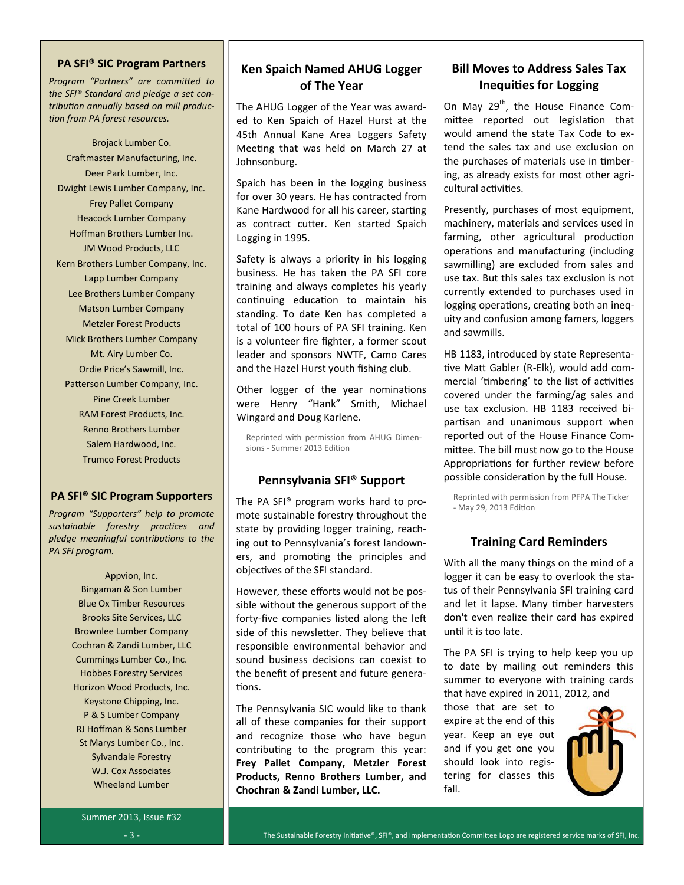## PA SFI® SIC Program Partners

*Program "Partners" are committed to the SFI® Standard and pledge a set contribution annually based on mill production from PA forest resources.*

Brojack Lumber Co.
Craftmaster Manufacturing, Inc.
Deer Park Lumber, Inc.
Dwight Lewis Lumber Company, Inc.
Frey Pallet Company
Heacock Lumber Company
Hoffman Brothers Lumber Inc.
JM Wood Products, LLC
Kern Brothers Lumber Company, Inc.
Lapp Lumber Company
Lee Brothers Lumber Company
Matson Lumber Company
Metzler Forest Products
Mick Brothers Lumber Company
Mt. Airy Lumber Co.
Ordie Price's Sawmill, Inc.
Patterson Lumber Company, Inc.
Pine Creek Lumber
RAM Forest Products, Inc.
Renno Brothers Lumber
Salem Hardwood, Inc.
Trumco Forest Products

## PA SFI® SIC Program Supporters

*Program "Supporters" help to promote sustainable forestry practices and pledge meaningful contributions to the PA SFI program.*

Appvion, Inc.
Bingaman & Son Lumber
Blue Ox Timber Resources
Brooks Site Services, LLC
Brownlee Lumber Company
Cochran & Zandi Lumber, LLC
Cummings Lumber Co., Inc.
Hobbes Forestry Services
Horizon Wood Products, Inc.
Keystone Chipping, Inc.
P & S Lumber Company
RJ Hoffman & Sons Lumber
St Marys Lumber Co., Inc.
Sylvandale Forestry
W.J. Cox Associates
Wheeland Lumber

Summer 2013, Issue #32

## Ken Spaich Named AHUG Logger of The Year

The AHUG Logger of the Year was awarded to Ken Spaich of Hazel Hurst at the 45th Annual Kane Area Loggers Safety Meeting that was held on March 27 at Johnsonburg.

Spaich has been in the logging business for over 30 years. He has contracted from Kane Hardwood for all his career, starting as contract cutter. Ken started Spaich Logging in 1995.

Safety is always a priority in his logging business. He has taken the PA SFI core training and always completes his yearly continuing education to maintain his standing. To date Ken has completed a total of 100 hours of PA SFI training. Ken is a volunteer fire fighter, a former scout leader and sponsors NWTF, Camo Cares and the Hazel Hurst youth fishing club.

Other logger of the year nominations were Henry "Hank" Smith, Michael Wingard and Doug Karlene.

Reprinted with permission from AHUG Dimensions - Summer 2013 Edition

## Pennsylvania SFI® Support

The PA SFI® program works hard to promote sustainable forestry throughout the state by providing logger training, reaching out to Pennsylvania's forest landowners, and promoting the principles and objectives of the SFI standard.

However, these efforts would not be possible without the generous support of the forty-five companies listed along the left side of this newsletter. They believe that responsible environmental behavior and sound business decisions can coexist to the benefit of present and future generations.

The Pennsylvania SIC would like to thank all of these companies for their support and recognize those who have begun contributing to the program this year: **Frey Pallet Company, Metzler Forest Products, Renno Brothers Lumber, and Chochran & Zandi Lumber, LLC.**

## Bill Moves to Address Sales Tax Inequities for Logging

On May 29th, the House Finance Committee reported out legislation that would amend the state Tax Code to extend the sales tax and use exclusion on the purchases of materials use in timbering, as already exists for most other agricultural activities.

Presently, purchases of most equipment, machinery, materials and services used in farming, other agricultural production operations and manufacturing (including sawmilling) are excluded from sales and use tax. But this sales tax exclusion is not currently extended to purchases used in logging operations, creating both an inequity and confusion among famers, loggers and sawmills.

HB 1183, introduced by state Representative Matt Gabler (R-Elk), would add commercial 'timbering' to the list of activities covered under the farming/ag sales and use tax exclusion. HB 1183 received bipartisan and unanimous support when reported out of the House Finance Committee. The bill must now go to the House Appropriations for further review before possible consideration by the full House.

Reprinted with permission from PFPA The Ticker - May 29, 2013 Edition

## Training Card Reminders

With all the many things on the mind of a logger it can be easy to overlook the status of their Pennsylvania SFI training card and let it lapse. Many timber harvesters don't even realize their card has expired until it is too late.

The PA SFI is trying to help keep you up to date by mailing out reminders this summer to everyone with training cards that have expired in 2011, 2012, and those that are set to expire at the end of this year. Keep an eye out and if you get one you should look into registering for classes this fall.

The Sustainable Forestry Initiative®, SFI®, and Implementation Committee Logo are registered service marks of SFI, Inc.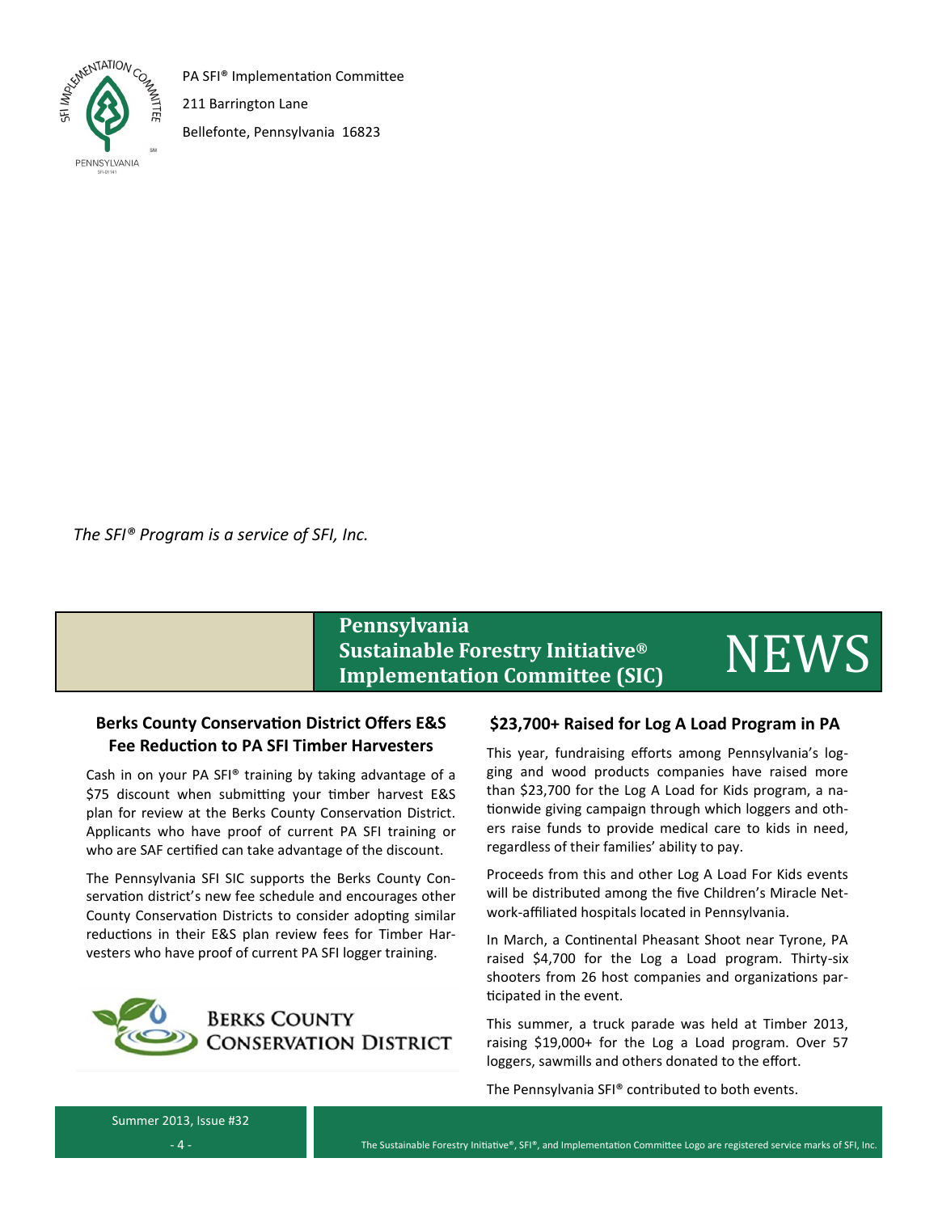PA SFI® Implementation Committee

211 Barrington Lane

Bellefonte, Pennsylvania 16823

*The SFI® Program is a service of SFI, Inc.*

# Pennsylvania Sustainable Forestry Initiative® Implementation Committee (SIC) NEWS

## Berks County Conservation District Offers E&S Fee Reduction to PA SFI Timber Harvesters

Cash in on your PA SFI® training by taking advantage of a $75 discount when submitting your timber harvest E&S plan for review at the Berks County Conservation District. Applicants who have proof of current PA SFI training or who are SAF certified can take advantage of the discount.

The Pennsylvania SFI SIC supports the Berks County Conservation district's new fee schedule and encourages other County Conservation Districts to consider adopting similar reductions in their E&S plan review fees for Timber Harvesters who have proof of current PA SFI logger training.

BERKS COUNTY CONSERVATION DISTRICT

## $23,700+ Raised for Log A Load Program in PA

This year, fundraising efforts among Pennsylvania's logging and wood products companies have raised more than $23,700 for the Log A Load for Kids program, a nationwide giving campaign through which loggers and others raise funds to provide medical care to kids in need, regardless of their families' ability to pay.

Proceeds from this and other Log A Load For Kids events will be distributed among the five Children's Miracle Network-affiliated hospitals located in Pennsylvania.

In March, a Continental Pheasant Shoot near Tyrone, PA raised $4,700 for the Log a Load program. Thirty-six shooters from 26 host companies and organizations participated in the event.

This summer, a truck parade was held at Timber 2013, raising $19,000+ for the Log a Load program. Over 57 loggers, sawmills and others donated to the effort.

The Pennsylvania SFI® contributed to both events.

The Sustainable Forestry Initiative®, SFI®, and Implementation Committee Logo are registered service marks of SFI, Inc.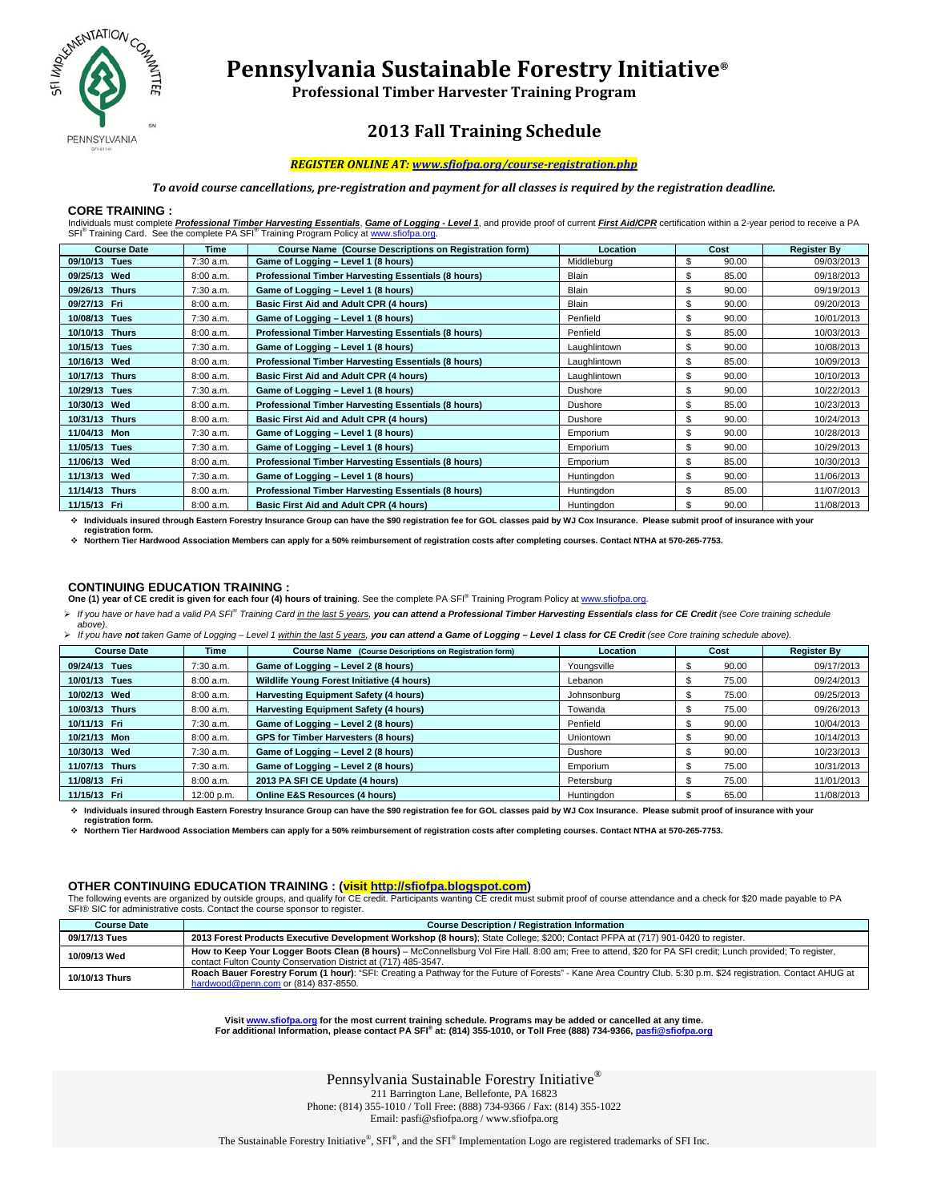# Pennsylvania Sustainable Forestry Initiative®

**Professional Timber Harvester Training Program**

## 2013 Fall Training Schedule

***REGISTER ONLINE AT: www.sfiofpa.org/course-registration.php***

***To avoid course cancellations, pre-registration and payment for all classes is required by the registration deadline.***

### CORE TRAINING :

Individuals must complete ***Professional Timber Harvesting Essentials***, ***Game of Logging - Level 1***, and provide proof of current ***First Aid/CPR*** certification within a 2-year period to receive a PA SFI® Training Card. See the complete PA SFI® Training Program Policy at www.sfiofpa.org.

| Course Date | Time | Course Name (Course Descriptions on Registration form) | Location | Cost | Register By |
|---|---|---|---|---|---|
| **09/10/13 Tues** | 7:30 a.m. | **Game of Logging – Level 1 (8 hours)** | Middleburg | $ 90.00 | 09/03/2013 |
| **09/25/13 Wed** | 8:00 a.m. | **Professional Timber Harvesting Essentials (8 hours)** | Blain | $ 85.00 | 09/18/2013 |
| **09/26/13 Thurs** | 7:30 a.m. | **Game of Logging – Level 1 (8 hours)** | Blain | $ 90.00 | 09/19/2013 |
| **09/27/13 Fri** | 8:00 a.m. | **Basic First Aid and Adult CPR (4 hours)** | Blain | $ 90.00 | 09/20/2013 |
| **10/08/13 Tues** | 7:30 a.m. | **Game of Logging – Level 1 (8 hours)** | Penfield | $ 90.00 | 10/01/2013 |
| **10/10/13 Thurs** | 8:00 a.m. | **Professional Timber Harvesting Essentials (8 hours)** | Penfield | $ 85.00 | 10/03/2013 |
| **10/15/13 Tues** | 7:30 a.m. | **Game of Logging – Level 1 (8 hours)** | Laughlintown | $ 90.00 | 10/08/2013 |
| **10/16/13 Wed** | 8:00 a.m. | **Professional Timber Harvesting Essentials (8 hours)** | Laughlintown | $ 85.00 | 10/09/2013 |
| **10/17/13 Thurs** | 8:00 a.m. | **Basic First Aid and Adult CPR (4 hours)** | Laughlintown | $ 90.00 | 10/10/2013 |
| **10/29/13 Tues** | 7:30 a.m. | **Game of Logging – Level 1 (8 hours)** | Dushore | $ 90.00 | 10/22/2013 |
| **10/30/13 Wed** | 8:00 a.m. | **Professional Timber Harvesting Essentials (8 hours)** | Dushore | $ 85.00 | 10/23/2013 |
| **10/31/13 Thurs** | 8:00 a.m. | **Basic First Aid and Adult CPR (4 hours)** | Dushore | $ 90.00 | 10/24/2013 |
| **11/04/13 Mon** | 7:30 a.m. | **Game of Logging – Level 1 (8 hours)** | Emporium | $ 90.00 | 10/28/2013 |
| **11/05/13 Tues** | 7:30 a.m. | **Game of Logging – Level 1 (8 hours)** | Emporium | $ 90.00 | 10/29/2013 |
| **11/06/13 Wed** | 8:00 a.m. | **Professional Timber Harvesting Essentials (8 hours)** | Emporium | $ 85.00 | 10/30/2013 |
| **11/13/13 Wed** | 7:30 a.m. | **Game of Logging – Level 1 (8 hours)** | Huntingdon | $ 90.00 | 11/06/2013 |
| **11/14/13 Thurs** | 8:00 a.m. | **Professional Timber Harvesting Essentials (8 hours)** | Huntingdon | $ 85.00 | 11/07/2013 |
| **11/15/13 Fri** | 8:00 a.m. | **Basic First Aid and Adult CPR (4 hours)** | Huntingdon | $ 90.00 | 11/08/2013 |

- **Individuals insured through Eastern Forestry Insurance Group can have the $90 registration fee for GOL classes paid by WJ Cox Insurance. Please submit proof of insurance with your registration form.**
- **Northern Tier Hardwood Association Members can apply for a 50% reimbursement of registration costs after completing courses. Contact NTHA at 570-265-7753.**

### CONTINUING EDUCATION TRAINING :

**One (1) year of CE credit is given for each four (4) hours of training**. See the complete PA SFI® Training Program Policy at www.sfiofpa.org.

- *If you have or have had a valid PA SFI® Training Card in the last 5 years, **you can attend a Professional Timber Harvesting Essentials class for CE Credit** (see Core training schedule above).*
- *If you have **not** taken Game of Logging – Level 1 within the last 5 years, **you can attend a Game of Logging – Level 1 class for CE Credit** (see Core training schedule above).*

| Course Date | Time | Course Name (Course Descriptions on Registration form) | Location | Cost | Register By |
|---|---|---|---|---|---|
| **09/24/13 Tues** | 7:30 a.m. | **Game of Logging – Level 2 (8 hours)** | Youngsville | $ 90.00 | 09/17/2013 |
| **10/01/13 Tues** | 8:00 a.m. | **Wildlife Young Forest Initiative (4 hours)** | Lebanon | $ 75.00 | 09/24/2013 |
| **10/02/13 Wed** | 8:00 a.m. | **Harvesting Equipment Safety (4 hours)** | Johnsonburg | $ 75.00 | 09/25/2013 |
| **10/03/13 Thurs** | 8:00 a.m. | **Harvesting Equipment Safety (4 hours)** | Towanda | $ 75.00 | 09/26/2013 |
| **10/11/13 Fri** | 7:30 a.m. | **Game of Logging – Level 2 (8 hours)** | Penfield | $ 90.00 | 10/04/2013 |
| **10/21/13 Mon** | 8:00 a.m. | **GPS for Timber Harvesters (8 hours)** | Uniontown | $ 90.00 | 10/14/2013 |
| **10/30/13 Wed** | 7:30 a.m. | **Game of Logging – Level 2 (8 hours)** | Dushore | $ 90.00 | 10/23/2013 |
| **11/07/13 Thurs** | 7:30 a.m. | **Game of Logging – Level 2 (8 hours)** | Emporium | $ 75.00 | 10/31/2013 |
| **11/08/13 Fri** | 8:00 a.m. | **2013 PA SFI CE Update (4 hours)** | Petersburg | $ 75.00 | 11/01/2013 |
| **11/15/13 Fri** | 12:00 p.m. | **Online E&S Resources (4 hours)** | Huntingdon | $ 65.00 | 11/08/2013 |

- **Individuals insured through Eastern Forestry Insurance Group can have the $90 registration fee for GOL classes paid by WJ Cox Insurance. Please submit proof of insurance with your registration form.**
- **Northern Tier Hardwood Association Members can apply for a 50% reimbursement of registration costs after completing courses. Contact NTHA at 570-265-7753.**

### OTHER CONTINUING EDUCATION TRAINING : (visit http://sfiofpa.blogspot.com)

The following events are organized by outside groups, and qualify for CE credit. Participants wanting CE credit must submit proof of course attendance and a check for $20 made payable to PA SFI® SIC for administrative costs. Contact the course sponsor to register.

| Course Date | Course Description / Registration Information |
|---|---|
| **09/17/13 Tues** | **2013 Forest Products Executive Development Workshop (8 hours)**; State College; $200; Contact PFPA at (717) 901-0420 to register. |
| **10/09/13 Wed** | **How to Keep Your Logger Boots Clean (8 hours)** – McConnellsburg Vol Fire Hall. 8:00 am; Free to attend, $20 for PA SFI credit; Lunch provided; To register, contact Fulton County Conservation District at (717) 485-3547. |
| **10/10/13 Thurs** | **Roach Bauer Forestry Forum (1 hour)**: "SFI: Creating a Pathway for the Future of Forests" - Kane Area Country Club. 5:30 p.m. $24 registration. Contact AHUG at hardwood@penn.com or (814) 837-8550. |

**Visit www.sfiofpa.org for the most current training schedule. Programs may be added or cancelled at any time.**
**For additional Information, please contact PA SFI® at: (814) 355-1010, or Toll Free (888) 734-9366, pasfi@sfiofpa.org**

Pennsylvania Sustainable Forestry Initiative®
211 Barrington Lane, Bellefonte, PA 16823
Phone: (814) 355-1010 / Toll Free: (888) 734-9366 / Fax: (814) 355-1022
Email: pasfi@sfiofpa.org / www.sfiofpa.org

The Sustainable Forestry Initiative®, SFI®, and the SFI® Implementation Logo are registered trademarks of SFI Inc.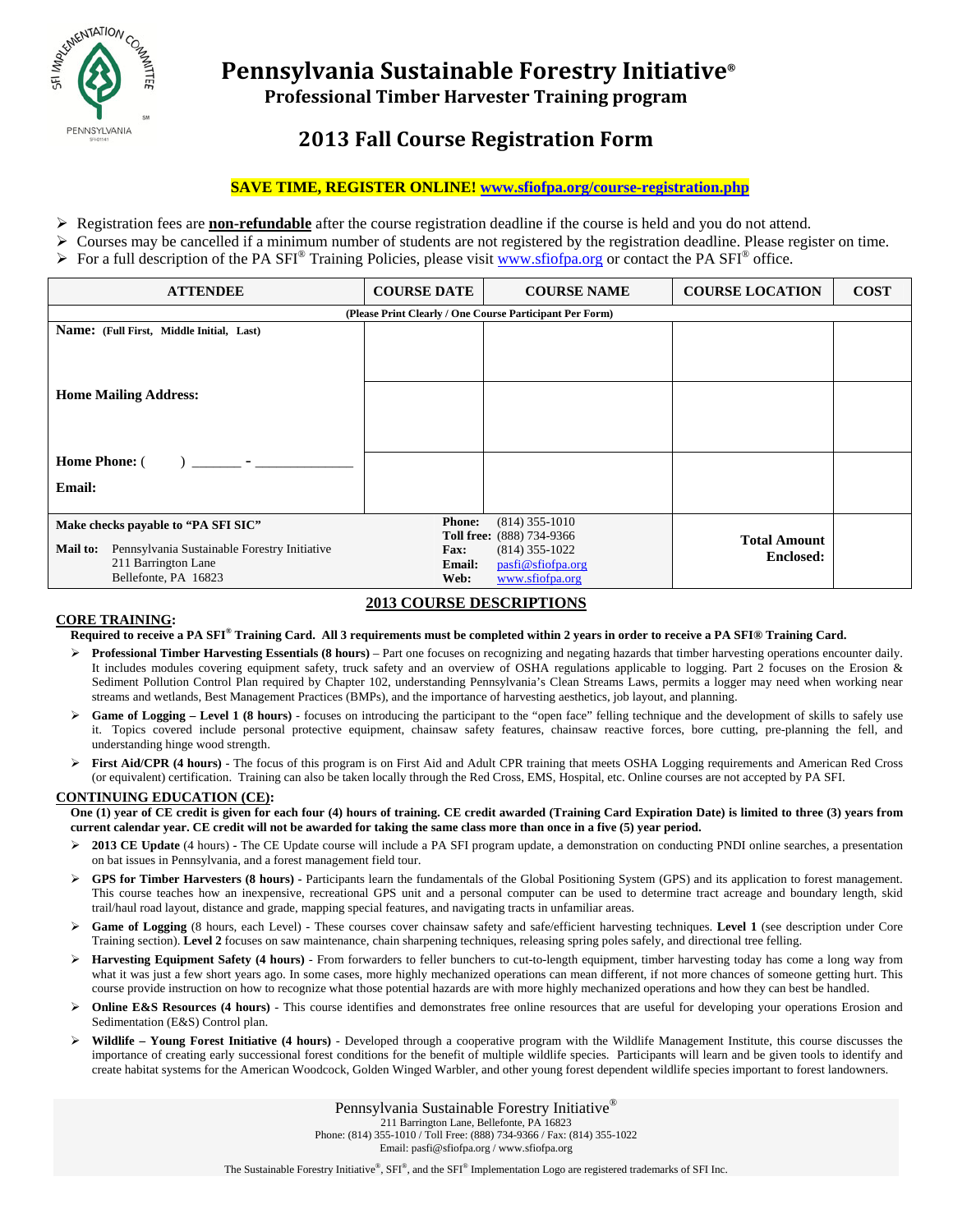# Pennsylvania Sustainable Forestry Initiative®

## Professional Timber Harvester Training program

## 2013 Fall Course Registration Form

**SAVE TIME, REGISTER ONLINE! www.sfiofpa.org/course-registration.php**

- Registration fees are **non-refundable** after the course registration deadline if the course is held and you do not attend.
- Courses may be cancelled if a minimum number of students are not registered by the registration deadline. Please register on time.
- For a full description of the PA SFI® Training Policies, please visit www.sfiofpa.org or contact the PA SFI® office.

| ATTENDEE | COURSE DATE | COURSE NAME | COURSE LOCATION | COST |
|---|---|---|---|---|
| (Please Print Clearly / One Course Participant Per Form) | | | | |
| **Name:** (Full First, Middle Initial, Last) | | | | |
| **Home Mailing Address:** | | | | |
| **Home Phone:** ( ) ______ - ____________ **Email:** | | | | |
| Make checks payable to "PA SFI SIC" **Mail to:** Pennsylvania Sustainable Forestry Initiative, 211 Barrington Lane, Bellefonte, PA 16823 | **Phone:** (814) 355-1010 **Toll free:** (888) 734-9366 **Fax:** (814) 355-1022 **Email:** pasfi@sfiofpa.org **Web:** www.sfiofpa.org | | **Total Amount Enclosed:** | |

## 2013 COURSE DESCRIPTIONS

### CORE TRAINING:

**Required to receive a PA SFI® Training Card. All 3 requirements must be completed within 2 years in order to receive a PA SFI® Training Card.**

- **Professional Timber Harvesting Essentials (8 hours)** – Part one focuses on recognizing and negating hazards that timber harvesting operations encounter daily. It includes modules covering equipment safety, truck safety and an overview of OSHA regulations applicable to logging. Part 2 focuses on the Erosion & Sediment Pollution Control Plan required by Chapter 102, understanding Pennsylvania's Clean Streams Laws, permits a logger may need when working near streams and wetlands, Best Management Practices (BMPs), and the importance of harvesting aesthetics, job layout, and planning.
- **Game of Logging – Level 1 (8 hours)** - focuses on introducing the participant to the "open face" felling technique and the development of skills to safely use it. Topics covered include personal protective equipment, chainsaw safety features, chainsaw reactive forces, bore cutting, pre-planning the fell, and understanding hinge wood strength.
- **First Aid/CPR (4 hours)** - The focus of this program is on First Aid and Adult CPR training that meets OSHA Logging requirements and American Red Cross (or equivalent) certification. Training can also be taken locally through the Red Cross, EMS, Hospital, etc. Online courses are not accepted by PA SFI.

### CONTINUING EDUCATION (CE):

**One (1) year of CE credit is given for each four (4) hours of training. CE credit awarded (Training Card Expiration Date) is limited to three (3) years from current calendar year. CE credit will not be awarded for taking the same class more than once in a five (5) year period.**

- **2013 CE Update** (4 hours) - The CE Update course will include a PA SFI program update, a demonstration on conducting PNDI online searches, a presentation on bat issues in Pennsylvania, and a forest management field tour.
- **GPS for Timber Harvesters (8 hours)** - Participants learn the fundamentals of the Global Positioning System (GPS) and its application to forest management. This course teaches how an inexpensive, recreational GPS unit and a personal computer can be used to determine tract acreage and boundary length, skid trail/haul road layout, distance and grade, mapping special features, and navigating tracts in unfamiliar areas.
- **Game of Logging** (8 hours, each Level) - These courses cover chainsaw safety and safe/efficient harvesting techniques. **Level 1** (see description under Core Training section). **Level 2** focuses on saw maintenance, chain sharpening techniques, releasing spring poles safely, and directional tree felling.
- **Harvesting Equipment Safety (4 hours)** - From forwarders to feller bunchers to cut-to-length equipment, timber harvesting today has come a long way from what it was just a few short years ago. In some cases, more highly mechanized operations can mean different, if not more chances of someone getting hurt. This course provide instruction on how to recognize what those potential hazards are with more highly mechanized operations and how they can best be handled.
- **Online E&S Resources (4 hours)** - This course identifies and demonstrates free online resources that are useful for developing your operations Erosion and Sedimentation (E&S) Control plan.
- **Wildlife – Young Forest Initiative (4 hours)** - Developed through a cooperative program with the Wildlife Management Institute, this course discusses the importance of creating early successional forest conditions for the benefit of multiple wildlife species. Participants will learn and be given tools to identify and create habitat systems for the American Woodcock, Golden Winged Warbler, and other young forest dependent wildlife species important to forest landowners.

Pennsylvania Sustainable Forestry Initiative®
211 Barrington Lane, Bellefonte, PA 16823
Phone: (814) 355-1010 / Toll Free: (888) 734-9366 / Fax: (814) 355-1022
Email: pasfi@sfiofpa.org / www.sfiofpa.org

The Sustainable Forestry Initiative®, SFI®, and the SFI® Implementation Logo are registered trademarks of SFI Inc.